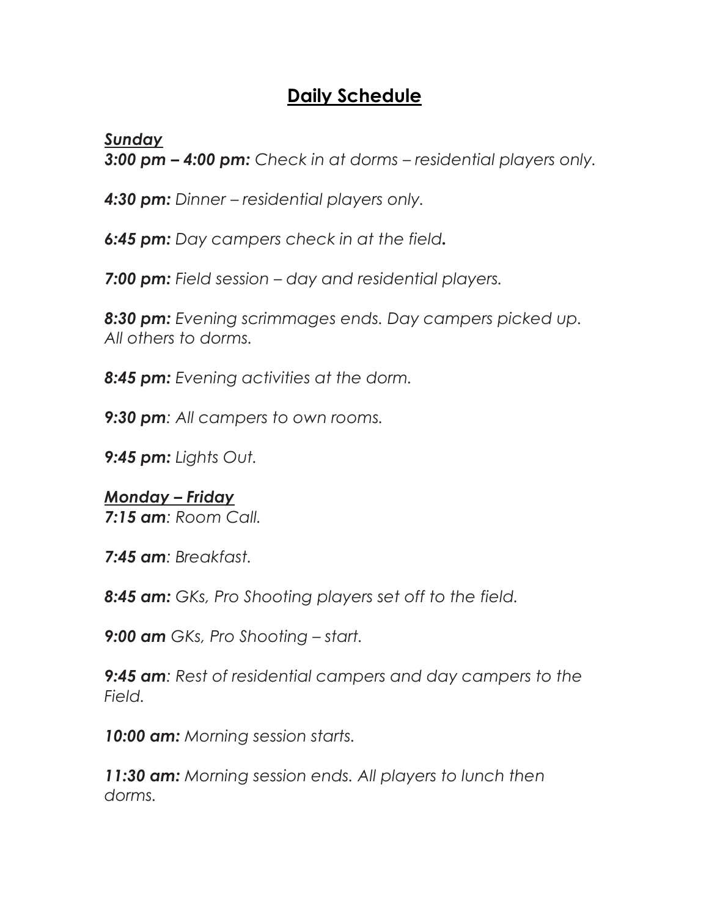# <u>Daily Schedule</u>

***<u>Sunday</u>***

***3:00 pm – 4:00 pm:*** *Check in at dorms – residential players only.*

***4:30 pm:*** *Dinner – residential players only.*

***6:45 pm:*** *Day campers check in at the field.*

***7:00 pm:*** *Field session – day and residential players.*

***8:30 pm:*** *Evening scrimmages ends. Day campers picked up. All others to dorms.*

***8:45 pm:*** *Evening activities at the dorm.*

***9:30 pm***: *All campers to own rooms.*

***9:45 pm:*** *Lights Out.*

***<u>Monday – Friday</u>***

***7:15 am***: *Room Call.*

***7:45 am***: *Breakfast.*

***8:45 am:*** *GKs, Pro Shooting players set off to the field.*

***9:00 am*** *GKs, Pro Shooting – start.*

***9:45 am***: *Rest of residential campers and day campers to the Field.*

***10:00 am:*** *Morning session starts.*

***11:30 am:*** *Morning session ends. All players to lunch then dorms.*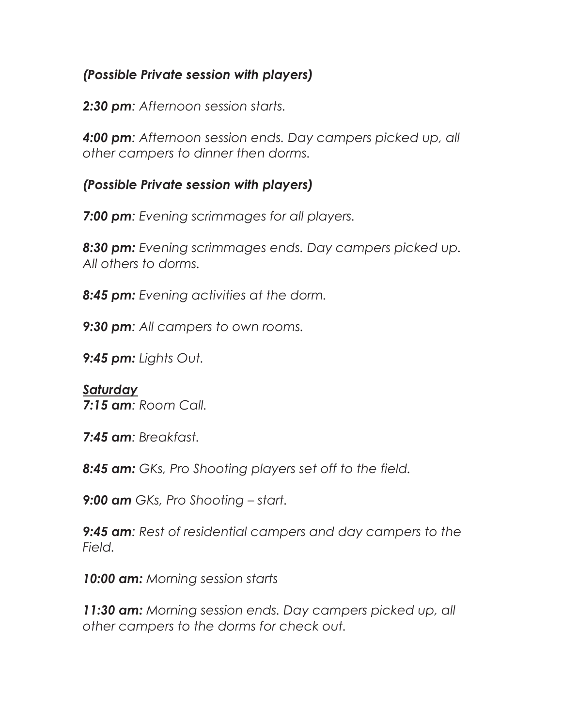***(Possible Private session with players)***

***2:30 pm**: Afternoon session starts.*

***4:00 pm**: Afternoon session ends. Day campers picked up, all other campers to dinner then dorms.*

***(Possible Private session with players)***

***7:00 pm**: Evening scrimmages for all players.*

***8:30 pm:** Evening scrimmages ends. Day campers picked up. All others to dorms.*

***8:45 pm:** Evening activities at the dorm.*

***9:30 pm**: All campers to own rooms.*

***9:45 pm:** Lights Out.*

***<u>Saturday</u>***

***7:15 am**: Room Call.*

***7:45 am**: Breakfast.*

***8:45 am:** GKs, Pro Shooting players set off to the field.*

***9:00 am** GKs, Pro Shooting – start.*

***9:45 am**: Rest of residential campers and day campers to the Field.*

***10:00 am:** Morning session starts*

***11:30 am:** Morning session ends. Day campers picked up, all other campers to the dorms for check out.*